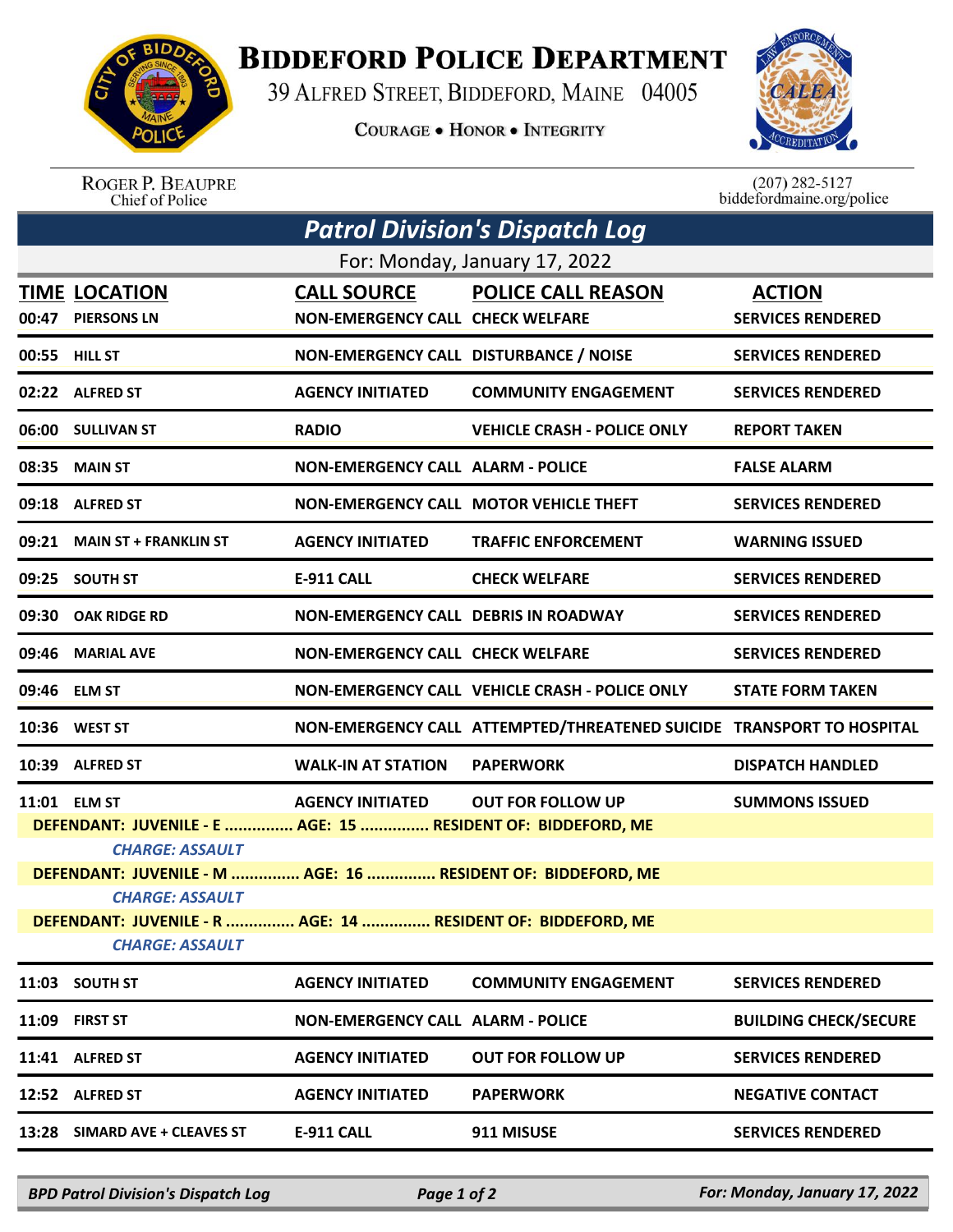# BIDDEFORD POLICE DEPARTMENT

39 ALFRED STREET, BIDDEFORD, MAINE 04005

COURAGE • HONOR • INTEGRITY

ROGER P. BEAUPRE
Chief of Police

(207) 282-5127
biddefordmaine.org/police

## Patrol Division's Dispatch Log

For: Monday, January 17, 2022

| TIME | LOCATION | CALL SOURCE | POLICE CALL REASON | ACTION |
|---|---|---|---|---|
| 00:47 | PIERSONS LN | NON-EMERGENCY CALL | CHECK WELFARE | SERVICES RENDERED |
| 00:55 | HILL ST | NON-EMERGENCY CALL | DISTURBANCE / NOISE | SERVICES RENDERED |
| 02:22 | ALFRED ST | AGENCY INITIATED | COMMUNITY ENGAGEMENT | SERVICES RENDERED |
| 06:00 | SULLIVAN ST | RADIO | VEHICLE CRASH - POLICE ONLY | REPORT TAKEN |
| 08:35 | MAIN ST | NON-EMERGENCY CALL | ALARM - POLICE | FALSE ALARM |
| 09:18 | ALFRED ST | NON-EMERGENCY CALL | MOTOR VEHICLE THEFT | SERVICES RENDERED |
| 09:21 | MAIN ST + FRANKLIN ST | AGENCY INITIATED | TRAFFIC ENFORCEMENT | WARNING ISSUED |
| 09:25 | SOUTH ST | E-911 CALL | CHECK WELFARE | SERVICES RENDERED |
| 09:30 | OAK RIDGE RD | NON-EMERGENCY CALL | DEBRIS IN ROADWAY | SERVICES RENDERED |
| 09:46 | MARIAL AVE | NON-EMERGENCY CALL | CHECK WELFARE | SERVICES RENDERED |
| 09:46 | ELM ST | NON-EMERGENCY CALL | VEHICLE CRASH - POLICE ONLY | STATE FORM TAKEN |
| 10:36 | WEST ST | NON-EMERGENCY CALL | ATTEMPTED/THREATENED SUICIDE | TRANSPORT TO HOSPITAL |
| 10:39 | ALFRED ST | WALK-IN AT STATION | PAPERWORK | DISPATCH HANDLED |
| 11:01 | ELM ST | AGENCY INITIATED | OUT FOR FOLLOW UP | SUMMONS ISSUED |

DEFENDANT: JUVENILE - E ............... AGE: 15 ............... RESIDENT OF: BIDDEFORD, ME
*CHARGE: ASSAULT*

DEFENDANT: JUVENILE - M ............... AGE: 16 ............... RESIDENT OF: BIDDEFORD, ME
*CHARGE: ASSAULT*

DEFENDANT: JUVENILE - R ............... AGE: 14 ............... RESIDENT OF: BIDDEFORD, ME
*CHARGE: ASSAULT*

| TIME | LOCATION | CALL SOURCE | POLICE CALL REASON | ACTION |
|---|---|---|---|---|
| 11:03 | SOUTH ST | AGENCY INITIATED | COMMUNITY ENGAGEMENT | SERVICES RENDERED |
| 11:09 | FIRST ST | NON-EMERGENCY CALL | ALARM - POLICE | BUILDING CHECK/SECURE |
| 11:41 | ALFRED ST | AGENCY INITIATED | OUT FOR FOLLOW UP | SERVICES RENDERED |
| 12:52 | ALFRED ST | AGENCY INITIATED | PAPERWORK | NEGATIVE CONTACT |
| 13:28 | SIMARD AVE + CLEAVES ST | E-911 CALL | 911 MISUSE | SERVICES RENDERED |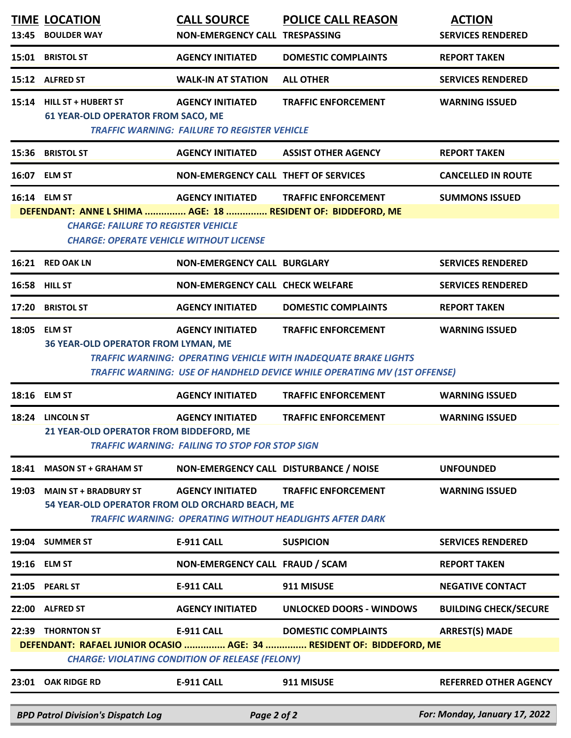| TIME | LOCATION | CALL SOURCE | POLICE CALL REASON | ACTION |
|---|---|---|---|---|
| 13:45 | BOULDER WAY | NON-EMERGENCY CALL | TRESPASSING | SERVICES RENDERED |
| 15:01 | BRISTOL ST | AGENCY INITIATED | DOMESTIC COMPLAINTS | REPORT TAKEN |
| 15:12 | ALFRED ST | WALK-IN AT STATION | ALL OTHER | SERVICES RENDERED |
| 15:14 | HILL ST + HUBERT ST | AGENCY INITIATED | TRAFFIC ENFORCEMENT | WARNING ISSUED |
| | 61 YEAR-OLD OPERATOR FROM SACO, ME | | | |
| | *TRAFFIC WARNING: FAILURE TO REGISTER VEHICLE* | | | |
| 15:36 | BRISTOL ST | AGENCY INITIATED | ASSIST OTHER AGENCY | REPORT TAKEN |
| 16:07 | ELM ST | NON-EMERGENCY CALL | THEFT OF SERVICES | CANCELLED IN ROUTE |
| 16:14 | ELM ST | AGENCY INITIATED | TRAFFIC ENFORCEMENT | SUMMONS ISSUED |
| | DEFENDANT: ANNE L SHIMA ............... AGE: 18 ............... RESIDENT OF: BIDDEFORD, ME | | | |
| | *CHARGE: FAILURE TO REGISTER VEHICLE* | | | |
| | *CHARGE: OPERATE VEHICLE WITHOUT LICENSE* | | | |
| 16:21 | RED OAK LN | NON-EMERGENCY CALL | BURGLARY | SERVICES RENDERED |
| 16:58 | HILL ST | NON-EMERGENCY CALL | CHECK WELFARE | SERVICES RENDERED |
| 17:20 | BRISTOL ST | AGENCY INITIATED | DOMESTIC COMPLAINTS | REPORT TAKEN |
| 18:05 | ELM ST | AGENCY INITIATED | TRAFFIC ENFORCEMENT | WARNING ISSUED |
| | 36 YEAR-OLD OPERATOR FROM LYMAN, ME | | | |
| | *TRAFFIC WARNING: OPERATING VEHICLE WITH INADEQUATE BRAKE LIGHTS* | | | |
| | *TRAFFIC WARNING: USE OF HANDHELD DEVICE WHILE OPERATING MV (1ST OFFENSE)* | | | |
| 18:16 | ELM ST | AGENCY INITIATED | TRAFFIC ENFORCEMENT | WARNING ISSUED |
| 18:24 | LINCOLN ST | AGENCY INITIATED | TRAFFIC ENFORCEMENT | WARNING ISSUED |
| | 21 YEAR-OLD OPERATOR FROM BIDDEFORD, ME | | | |
| | *TRAFFIC WARNING: FAILING TO STOP FOR STOP SIGN* | | | |
| 18:41 | MASON ST + GRAHAM ST | NON-EMERGENCY CALL | DISTURBANCE / NOISE | UNFOUNDED |
| 19:03 | MAIN ST + BRADBURY ST | AGENCY INITIATED | TRAFFIC ENFORCEMENT | WARNING ISSUED |
| | 54 YEAR-OLD OPERATOR FROM OLD ORCHARD BEACH, ME | | | |
| | *TRAFFIC WARNING: OPERATING WITHOUT HEADLIGHTS AFTER DARK* | | | |
| 19:04 | SUMMER ST | E-911 CALL | SUSPICION | SERVICES RENDERED |
| 19:16 | ELM ST | NON-EMERGENCY CALL | FRAUD / SCAM | REPORT TAKEN |
| 21:05 | PEARL ST | E-911 CALL | 911 MISUSE | NEGATIVE CONTACT |
| 22:00 | ALFRED ST | AGENCY INITIATED | UNLOCKED DOORS - WINDOWS | BUILDING CHECK/SECURE |
| 22:39 | THORNTON ST | E-911 CALL | DOMESTIC COMPLAINTS | ARREST(S) MADE |
| | DEFENDANT: RAFAEL JUNIOR OCASIO ............... AGE: 34 ............... RESIDENT OF: BIDDEFORD, ME | | | |
| | *CHARGE: VIOLATING CONDITION OF RELEASE (FELONY)* | | | |
| 23:01 | OAK RIDGE RD | E-911 CALL | 911 MISUSE | REFERRED OTHER AGENCY |

*BPD Patrol Division's Dispatch Log* — *For: Monday, January 17, 2022*